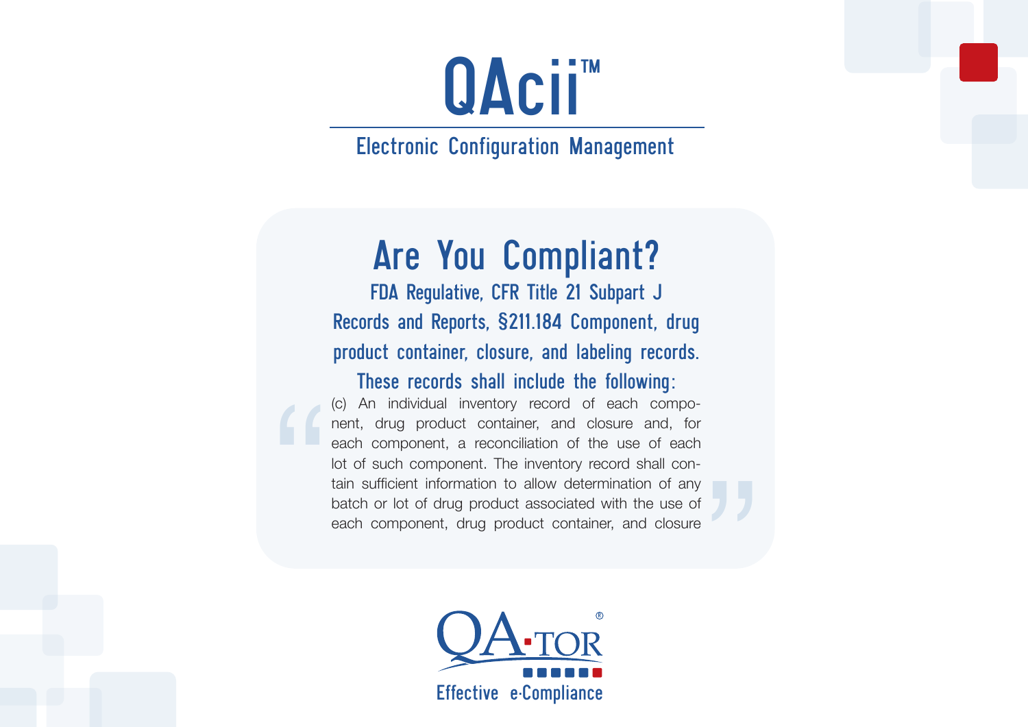# QAcii™

Electronic Configuration Management

## Are You Compliant?

### FDA Regulative, CFR Title 21 Subpart J

### Records and Reports, §211.184 Component, drug product container, closure, and labeling records.

### These records shall include the following:

"(c) An individual inventory record of each component, drug product container, and closure and, for each component, a reconciliation of the use of each lot of such component. The inventory record shall contain sufficient information to allow determination of any batch or lot of drug product associated with the use of each component, drug product container, and closure"

QA·TOR®

Effective e-Compliance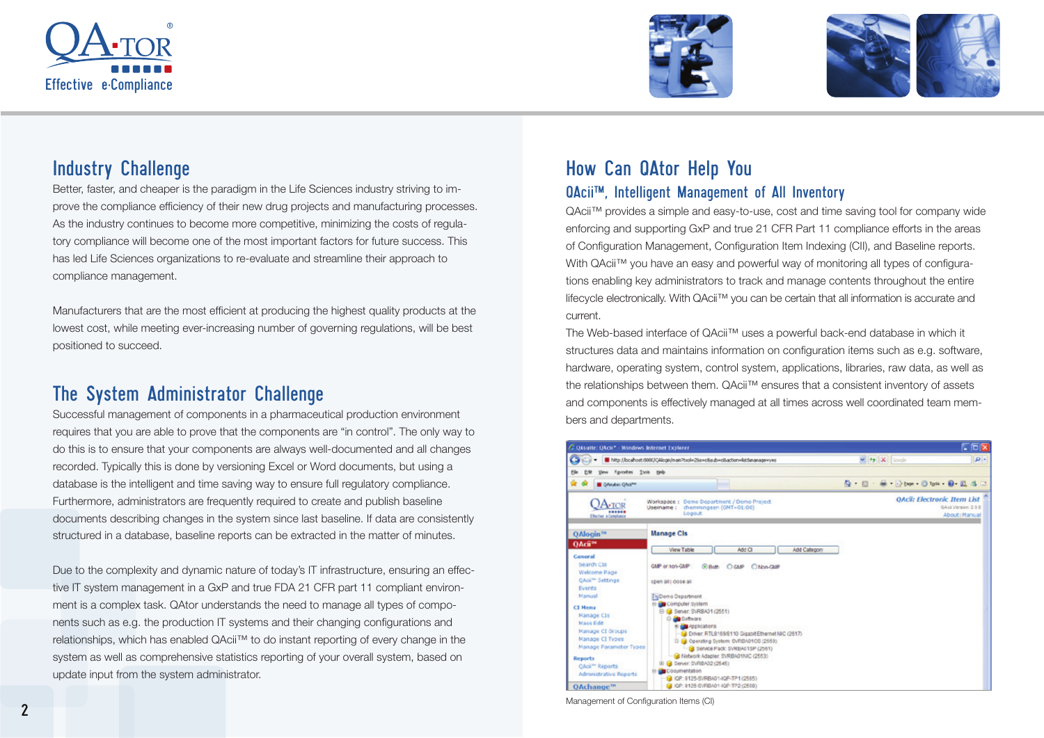## Industry Challenge

Better, faster, and cheaper is the paradigm in the Life Sciences industry striving to improve the compliance efficiency of their new drug projects and manufacturing processes. As the industry continues to become more competitive, minimizing the costs of regulatory compliance will become one of the most important factors for future success. This has led Life Sciences organizations to re-evaluate and streamline their approach to compliance management.

Manufacturers that are the most efficient at producing the highest quality products at the lowest cost, while meeting ever-increasing number of governing regulations, will be best positioned to succeed.

## The System Administrator Challenge

Successful management of components in a pharmaceutical production environment requires that you are able to prove that the components are "in control". The only way to do this is to ensure that your components are always well-documented and all changes recorded. Typically this is done by versioning Excel or Word documents, but using a database is the intelligent and time saving way to ensure full regulatory compliance. Furthermore, administrators are frequently required to create and publish baseline documents describing changes in the system since last baseline. If data are consistently structured in a database, baseline reports can be extracted in the matter of minutes.

Due to the complexity and dynamic nature of today's IT infrastructure, ensuring an effective IT system management in a GxP and true FDA 21 CFR part 11 compliant environment is a complex task. QAtor understands the need to manage all types of components such as e.g. the production IT systems and their changing configurations and relationships, which has enabled QAcii™ to do instant reporting of every change in the system as well as comprehensive statistics reporting of your overall system, based on update input from the system administrator.

## How Can QAtor Help You

### QAcii™, Intelligent Management of All Inventory

QAcii™ provides a simple and easy-to-use, cost and time saving tool for company wide enforcing and supporting GxP and true 21 CFR Part 11 compliance efforts in the areas of Configuration Management, Configuration Item Indexing (CII), and Baseline reports. With QAcii™ you have an easy and powerful way of monitoring all types of configurations enabling key administrators to track and manage contents throughout the entire lifecycle electronically. With QAcii™ you can be certain that all information is accurate and current.

The Web-based interface of QAcii™ uses a powerful back-end database in which it structures data and maintains information on configuration items such as e.g. software, hardware, operating system, control system, applications, libraries, raw data, as well as the relationships between them. QAcii™ ensures that a consistent inventory of assets and components is effectively managed at all times across well coordinated team members and departments.

Management of Configuration Items (CI)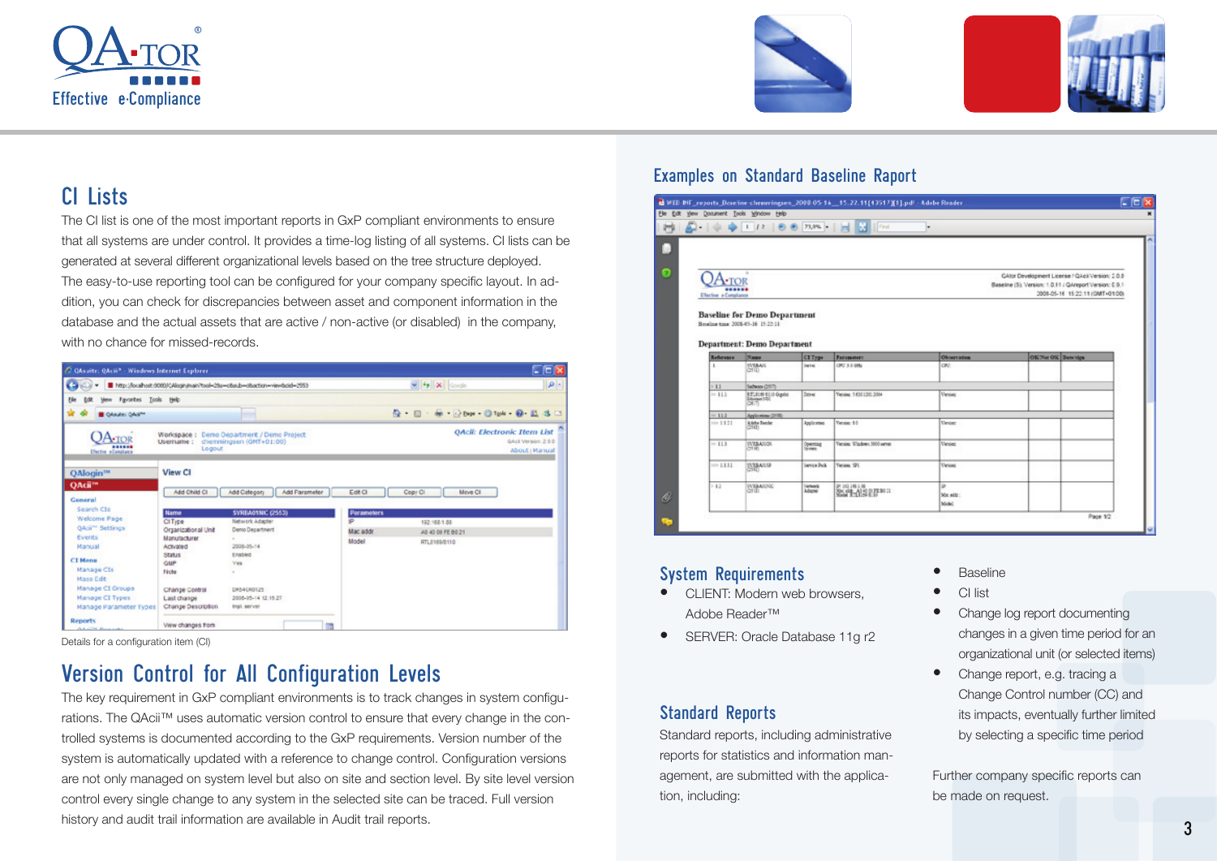## CI Lists

The CI list is one of the most important reports in GxP compliant environments to ensure that all systems are under control. It provides a time-log listing of all systems. CI lists can be generated at several different organizational levels based on the tree structure deployed. The easy-to-use reporting tool can be configured for your company specific layout. In addition, you can check for discrepancies between asset and component information in the database and the actual assets that are active / non-active (or disabled) in the company, with no chance for missed-records.

Details for a configuration item (CI)

## Version Control for All Configuration Levels

The key requirement in GxP compliant environments is to track changes in system configurations. The QAcii™ uses automatic version control to ensure that every change in the controlled systems is documented according to the GxP requirements. Version number of the system is automatically updated with a reference to change control. Configuration versions are not only managed on system level but also on site and section level. By site level version control every single change to any system in the selected site can be traced. Full version history and audit trail information are available in Audit trail reports.

## Examples on Standard Baseline Raport

## System Requirements

- CLIENT: Modern web browsers, Adobe Reader™
- SERVER: Oracle Database 11g r2

## Standard Reports

Standard reports, including administrative reports for statistics and information management, are submitted with the application, including:

- Baseline
- CI list
- Change log report documenting changes in a given time period for an organizational unit (or selected items)
- Change report, e.g. tracing a Change Control number (CC) and its impacts, eventually further limited by selecting a specific time period

Further company specific reports can be made on request.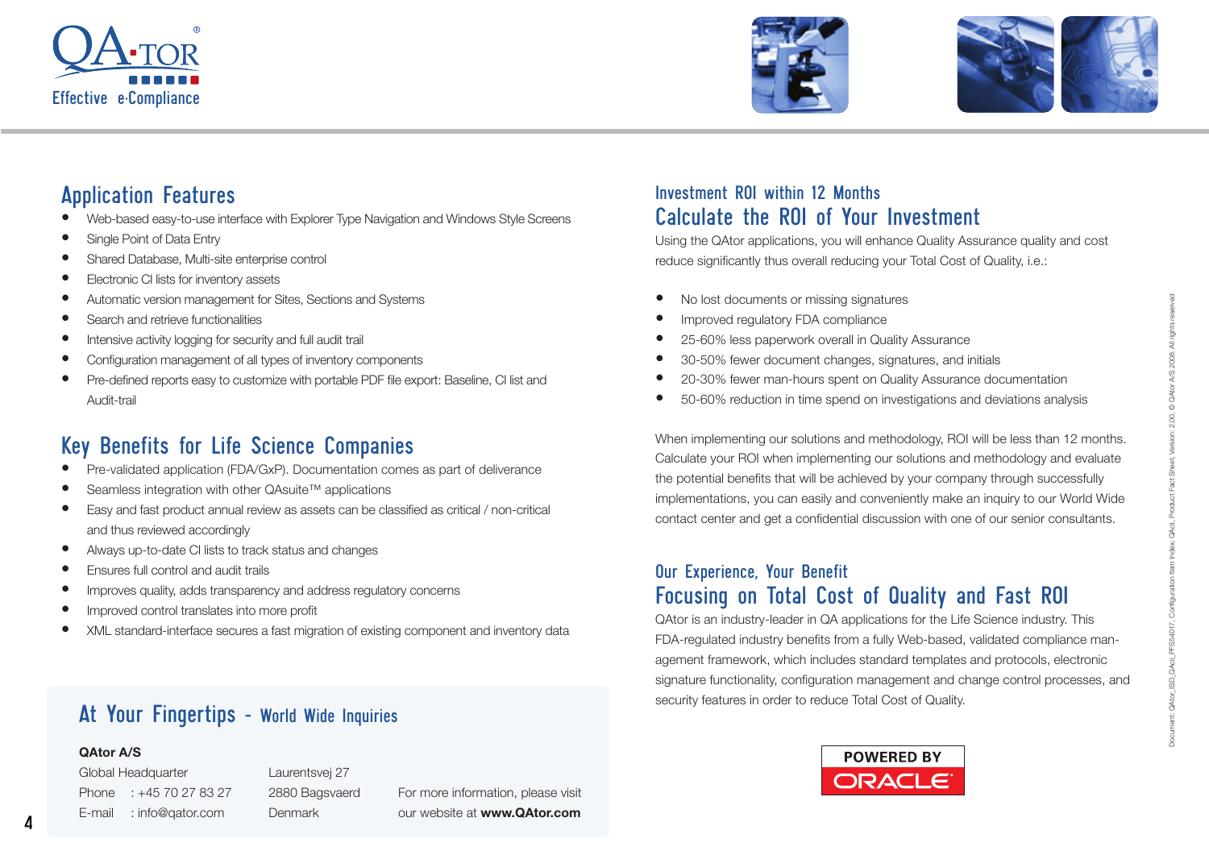QA·TOR®

Effective e-Compliance

## Application Features

- Web-based easy-to-use interface with Explorer Type Navigation and Windows Style Screens
- Single Point of Data Entry
- Shared Database, Multi-site enterprise control
- Electronic CI lists for inventory assets
- Automatic version management for Sites, Sections and Systems
- Search and retrieve functionalities
- Intensive activity logging for security and full audit trail
- Configuration management of all types of inventory components
- Pre-defined reports easy to customize with portable PDF file export: Baseline, CI list and Audit-trail

## Key Benefits for Life Science Companies

- Pre-validated application (FDA/GxP). Documentation comes as part of deliverance
- Seamless integration with other QAsuite™ applications
- Easy and fast product annual review as assets can be classified as critical / non-critical and thus reviewed accordingly
- Always up-to-date CI lists to track status and changes
- Ensures full control and audit trails
- Improves quality, adds transparency and address regulatory concerns
- Improved control translates into more profit
- XML standard-interface secures a fast migration of existing component and inventory data

## At Your Fingertips - World Wide Inquiries

**QAtor A/S**

Global Headquarter
Phone : +45 70 27 83 27
E-mail : info@qator.com

Laurentsvej 27
2880 Bagsvaerd
Denmark

For more information, please visit our website at **www.QAtor.com**

### Investment ROI within 12 Months

## Calculate the ROI of Your Investment

Using the QAtor applications, you will enhance Quality Assurance quality and cost reduce significantly thus overall reducing your Total Cost of Quality, i.e.:

- No lost documents or missing signatures
- Improved regulatory FDA compliance
- 25-60% less paperwork overall in Quality Assurance
- 30-50% fewer document changes, signatures, and initials
- 20-30% fewer man-hours spent on Quality Assurance documentation
- 50-60% reduction in time spend on investigations and deviations analysis

When implementing our solutions and methodology, ROI will be less than 12 months. Calculate your ROI when implementing our solutions and methodology and evaluate the potential benefits that will be achieved by your company through successfully implementations, you can easily and conveniently make an inquiry to our World Wide contact center and get a confidential discussion with one of our senior consultants.

### Our Experience, Your Benefit

## Focusing on Total Cost of Quality and Fast ROI

QAtor is an industry-leader in QA applications for the Life Science industry. This FDA-regulated industry benefits from a fully Web-based, validated compliance management framework, which includes standard templates and protocols, electronic signature functionality, configuration management and change control processes, and security features in order to reduce Total Cost of Quality.

POWERED BY ORACLE

Document: QAtor_ISD_QAci_PFS54017, Configuration Item Index; QAci, Product Fact Sheet, Version: 2.00, © QAtor A/S 2008, All rights reserved